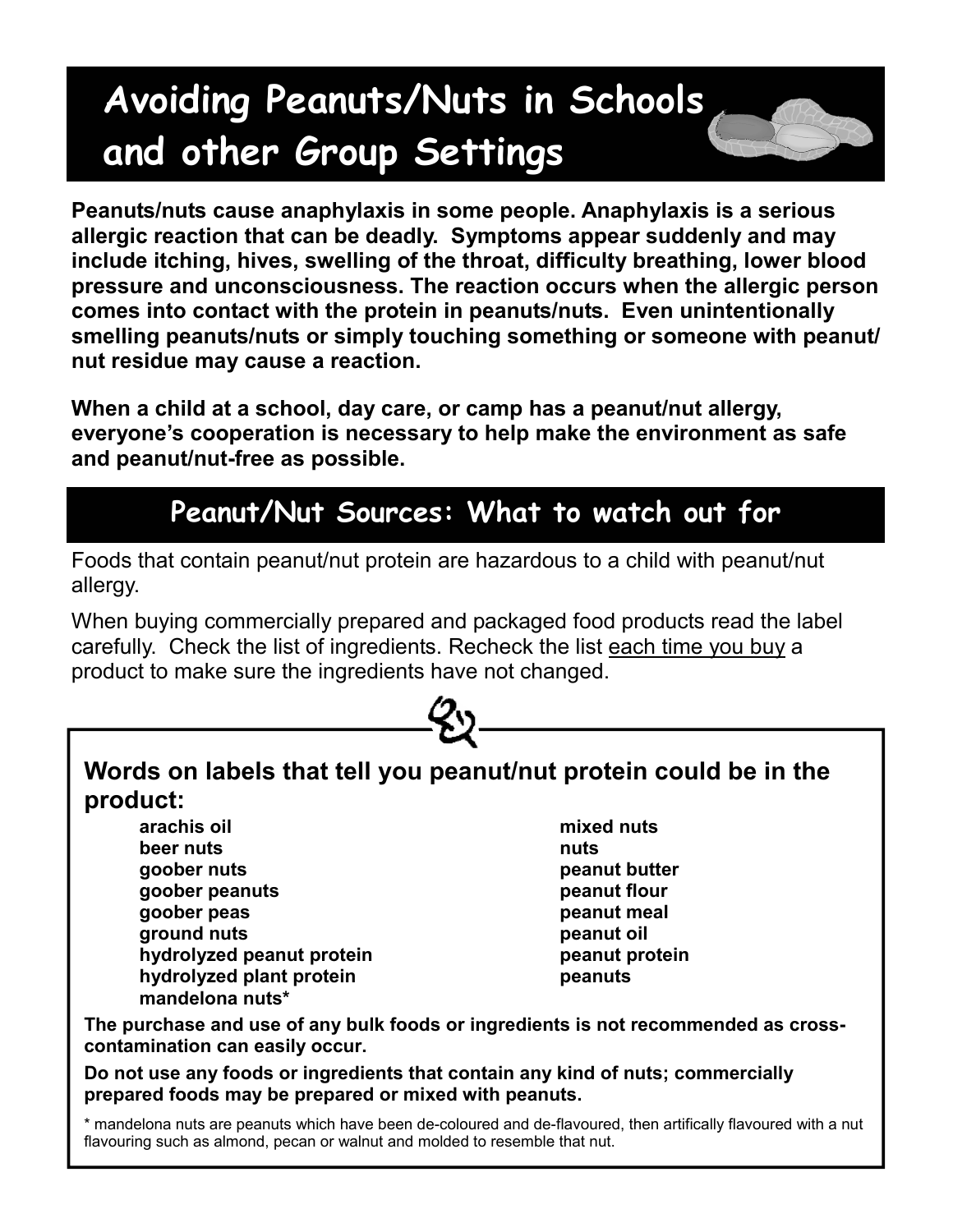# Avoiding Peanuts/Nuts in Schools and other Group Settings

**Peanuts/nuts cause anaphylaxis in some people. Anaphylaxis is a serious allergic reaction that can be deadly. Symptoms appear suddenly and may include itching, hives, swelling of the throat, difficulty breathing, lower blood pressure and unconsciousness. The reaction occurs when the allergic person comes into contact with the protein in peanuts/nuts. Even unintentionally smelling peanuts/nuts or simply touching something or someone with peanut/nut residue may cause a reaction.**

**When a child at a school, day care, or camp has a peanut/nut allergy, everyone's cooperation is necessary to help make the environment as safe and peanut/nut-free as possible.**

## Peanut/Nut Sources: What to watch out for

Foods that contain peanut/nut protein are hazardous to a child with peanut/nut allergy.

When buying commercially prepared and packaged food products read the label carefully. Check the list of ingredients. Recheck the list each time you buy a product to make sure the ingredients have not changed.

### Words on labels that tell you peanut/nut protein could be in the product:

- **arachis oil**
- **beer nuts**
- **goober nuts**
- **goober peanuts**
- **goober peas**
- **ground nuts**
- **hydrolyzed peanut protein**
- **hydrolyzed plant protein**
- **mandelona nuts***
- **mixed nuts**
- **nuts**
- **peanut butter**
- **peanut flour**
- **peanut meal**
- **peanut oil**
- **peanut protein**
- **peanuts**

**The purchase and use of any bulk foods or ingredients is not recommended as cross-contamination can easily occur.**

**Do not use any foods or ingredients that contain any kind of nuts; commercially prepared foods may be prepared or mixed with peanuts.**

* mandelona nuts are peanuts which have been de-coloured and de-flavoured, then artifically flavoured with a nut flavouring such as almond, pecan or walnut and molded to resemble that nut.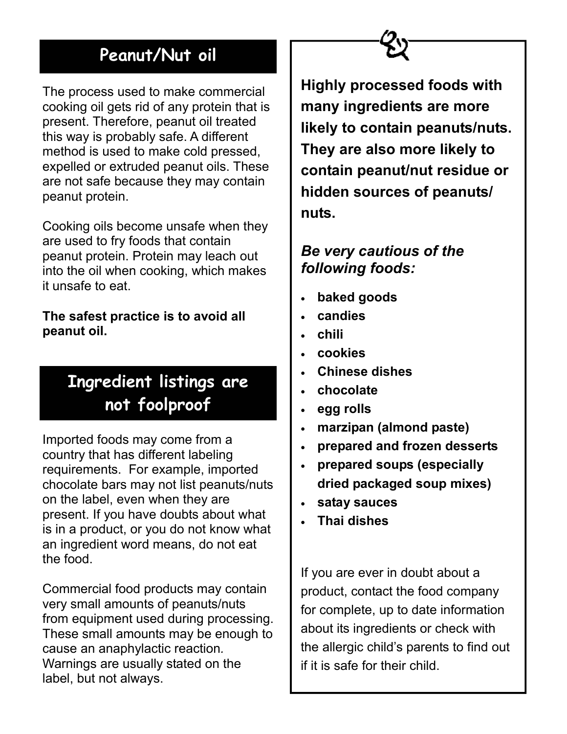## Peanut/Nut oil

The process used to make commercial cooking oil gets rid of any protein that is present. Therefore, peanut oil treated this way is probably safe. A different method is used to make cold pressed, expelled or extruded peanut oils. These are not safe because they may contain peanut protein.

Cooking oils become unsafe when they are used to fry foods that contain peanut protein. Protein may leach out into the oil when cooking, which makes it unsafe to eat.

**The safest practice is to avoid all peanut oil.**

## Ingredient listings are not foolproof

Imported foods may come from a country that has different labeling requirements. For example, imported chocolate bars may not list peanuts/nuts on the label, even when they are present. If you have doubts about what is in a product, or you do not know what an ingredient word means, do not eat the food.

Commercial food products may contain very small amounts of peanuts/nuts from equipment used during processing. These small amounts may be enough to cause an anaphylactic reaction. Warnings are usually stated on the label, but not always.

**Highly processed foods with many ingredients are more likely to contain peanuts/nuts. They are also more likely to contain peanut/nut residue or hidden sources of peanuts/nuts.**

***Be very cautious of the following foods:***

- **baked goods**
- **candies**
- **chili**
- **cookies**
- **Chinese dishes**
- **chocolate**
- **egg rolls**
- **marzipan (almond paste)**
- **prepared and frozen desserts**
- **prepared soups (especially dried packaged soup mixes)**
- **satay sauces**
- **Thai dishes**

If you are ever in doubt about a product, contact the food company for complete, up to date information about its ingredients or check with the allergic child's parents to find out if it is safe for their child.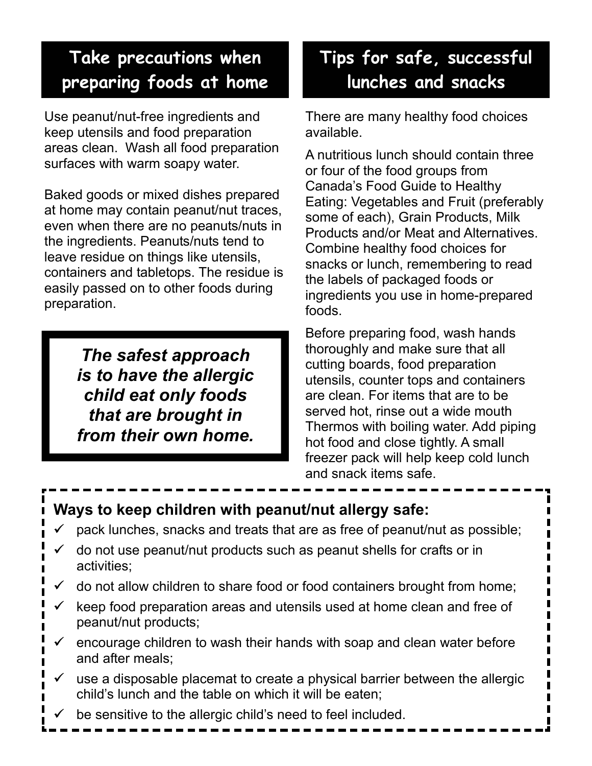## Take precautions when preparing foods at home

Use peanut/nut-free ingredients and keep utensils and food preparation areas clean. Wash all food preparation surfaces with warm soapy water.

Baked goods or mixed dishes prepared at home may contain peanut/nut traces, even when there are no peanuts/nuts in the ingredients. Peanuts/nuts tend to leave residue on things like utensils, containers and tabletops. The residue is easily passed on to other foods during preparation.

***The safest approach is to have the allergic child eat only foods that are brought in from their own home.***

## Tips for safe, successful lunches and snacks

There are many healthy food choices available.

A nutritious lunch should contain three or four of the food groups from Canada's Food Guide to Healthy Eating: Vegetables and Fruit (preferably some of each), Grain Products, Milk Products and/or Meat and Alternatives. Combine healthy food choices for snacks or lunch, remembering to read the labels of packaged foods or ingredients you use in home-prepared foods.

Before preparing food, wash hands thoroughly and make sure that all cutting boards, food preparation utensils, counter tops and containers are clean. For items that are to be served hot, rinse out a wide mouth Thermos with boiling water. Add piping hot food and close tightly. A small freezer pack will help keep cold lunch and snack items safe.

**Ways to keep children with peanut/nut allergy safe:**

- ✓ pack lunches, snacks and treats that are as free of peanut/nut as possible;
- ✓ do not use peanut/nut products such as peanut shells for crafts or in activities;
- ✓ do not allow children to share food or food containers brought from home;
- ✓ keep food preparation areas and utensils used at home clean and free of peanut/nut products;
- ✓ encourage children to wash their hands with soap and clean water before and after meals;
- ✓ use a disposable placemat to create a physical barrier between the allergic child's lunch and the table on which it will be eaten;
- ✓ be sensitive to the allergic child's need to feel included.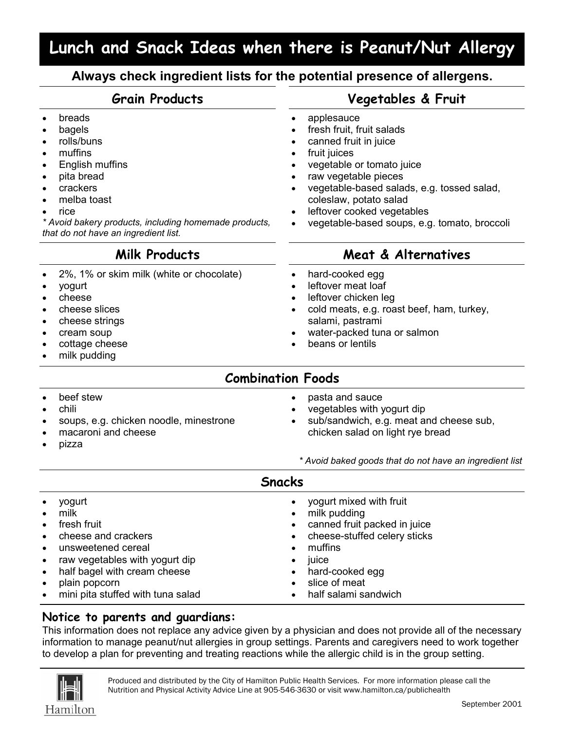# Lunch and Snack Ideas when there is Peanut/Nut Allergy

**Always check ingredient lists for the potential presence of allergens.**

## Grain Products

- breads
- bagels
- rolls/buns
- muffins
- English muffins
- pita bread
- crackers
- melba toast
- rice

*\* Avoid bakery products, including homemade products, that do not have an ingredient list.*

## Vegetables & Fruit

- applesauce
- fresh fruit, fruit salads
- canned fruit in juice
- fruit juices
- vegetable or tomato juice
- raw vegetable pieces
- vegetable-based salads, e.g. tossed salad, coleslaw, potato salad
- leftover cooked vegetables
- vegetable-based soups, e.g. tomato, broccoli

## Milk Products

- 2%, 1% or skim milk (white or chocolate)
- yogurt
- cheese
- cheese slices
- cheese strings
- cream soup
- cottage cheese
- milk pudding

## Meat & Alternatives

- hard-cooked egg
- leftover meat loaf
- leftover chicken leg
- cold meats, e.g. roast beef, ham, turkey, salami, pastrami
- water-packed tuna or salmon
- beans or lentils

## Combination Foods

- beef stew
- chili
- soups, e.g. chicken noodle, minestrone
- macaroni and cheese
- pizza
- pasta and sauce
- vegetables with yogurt dip
- sub/sandwich, e.g. meat and cheese sub, chicken salad on light rye bread

*\* Avoid baked goods that do not have an ingredient list*

## Snacks

- yogurt
- milk
- fresh fruit
- cheese and crackers
- unsweetened cereal
- raw vegetables with yogurt dip
- half bagel with cream cheese
- plain popcorn
- mini pita stuffed with tuna salad
- yogurt mixed with fruit
- milk pudding
- canned fruit packed in juice
- cheese-stuffed celery sticks
- muffins
- juice
- hard-cooked egg
- slice of meat
- half salami sandwich

### Notice to parents and guardians:

This information does not replace any advice given by a physician and does not provide all of the necessary information to manage peanut/nut allergies in group settings. Parents and caregivers need to work together to develop a plan for preventing and treating reactions while the allergic child is in the group setting.

Hamilton

Produced and distributed by the City of Hamilton Public Health Services. For more information please call the Nutrition and Physical Activity Advice Line at 905-546-3630 or visit www.hamilton.ca/publichealth

September 2001